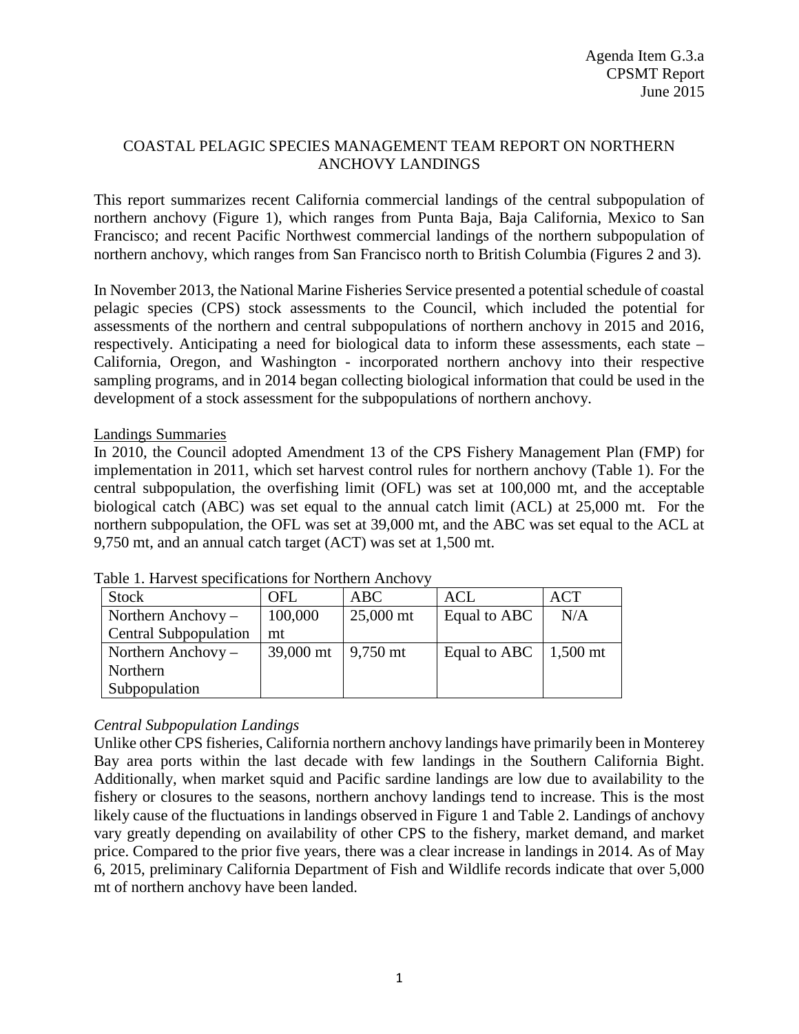Agenda Item G.3.a
CPSMT Report
June 2015

# COASTAL PELAGIC SPECIES MANAGEMENT TEAM REPORT ON NORTHERN ANCHOVY LANDINGS

This report summarizes recent California commercial landings of the central subpopulation of northern anchovy (Figure 1), which ranges from Punta Baja, Baja California, Mexico to San Francisco; and recent Pacific Northwest commercial landings of the northern subpopulation of northern anchovy, which ranges from San Francisco north to British Columbia (Figures 2 and 3).

In November 2013, the National Marine Fisheries Service presented a potential schedule of coastal pelagic species (CPS) stock assessments to the Council, which included the potential for assessments of the northern and central subpopulations of northern anchovy in 2015 and 2016, respectively. Anticipating a need for biological data to inform these assessments, each state – California, Oregon, and Washington - incorporated northern anchovy into their respective sampling programs, and in 2014 began collecting biological information that could be used in the development of a stock assessment for the subpopulations of northern anchovy.

## Landings Summaries

In 2010, the Council adopted Amendment 13 of the CPS Fishery Management Plan (FMP) for implementation in 2011, which set harvest control rules for northern anchovy (Table 1). For the central subpopulation, the overfishing limit (OFL) was set at 100,000 mt, and the acceptable biological catch (ABC) was set equal to the annual catch limit (ACL) at 25,000 mt. For the northern subpopulation, the OFL was set at 39,000 mt, and the ABC was set equal to the ACL at 9,750 mt, and an annual catch target (ACT) was set at 1,500 mt.

Table 1. Harvest specifications for Northern Anchovy

| Stock | OFL | ABC | ACL | ACT |
|---|---|---|---|---|
| Northern Anchovy – Central Subpopulation | 100,000 mt | 25,000 mt | Equal to ABC | N/A |
| Northern Anchovy – Northern Subpopulation | 39,000 mt | 9,750 mt | Equal to ABC | 1,500 mt |

### *Central Subpopulation Landings*

Unlike other CPS fisheries, California northern anchovy landings have primarily been in Monterey Bay area ports within the last decade with few landings in the Southern California Bight. Additionally, when market squid and Pacific sardine landings are low due to availability to the fishery or closures to the seasons, northern anchovy landings tend to increase. This is the most likely cause of the fluctuations in landings observed in Figure 1 and Table 2. Landings of anchovy vary greatly depending on availability of other CPS to the fishery, market demand, and market price. Compared to the prior five years, there was a clear increase in landings in 2014. As of May 6, 2015, preliminary California Department of Fish and Wildlife records indicate that over 5,000 mt of northern anchovy have been landed.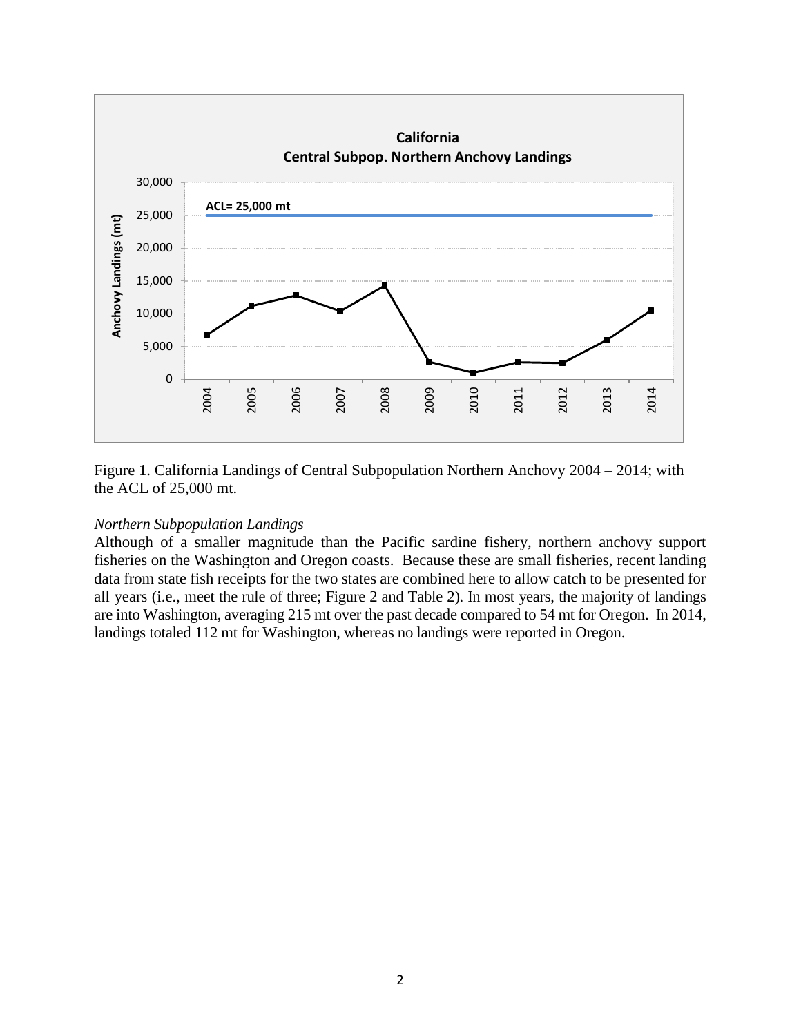Figure 1. California Landings of Central Subpopulation Northern Anchovy 2004 – 2014; with the ACL of 25,000 mt.

*Northern Subpopulation Landings*

Although of a smaller magnitude than the Pacific sardine fishery, northern anchovy support fisheries on the Washington and Oregon coasts. Because these are small fisheries, recent landing data from state fish receipts for the two states are combined here to allow catch to be presented for all years (i.e., meet the rule of three; Figure 2 and Table 2). In most years, the majority of landings are into Washington, averaging 215 mt over the past decade compared to 54 mt for Oregon. In 2014, landings totaled 112 mt for Washington, whereas no landings were reported in Oregon.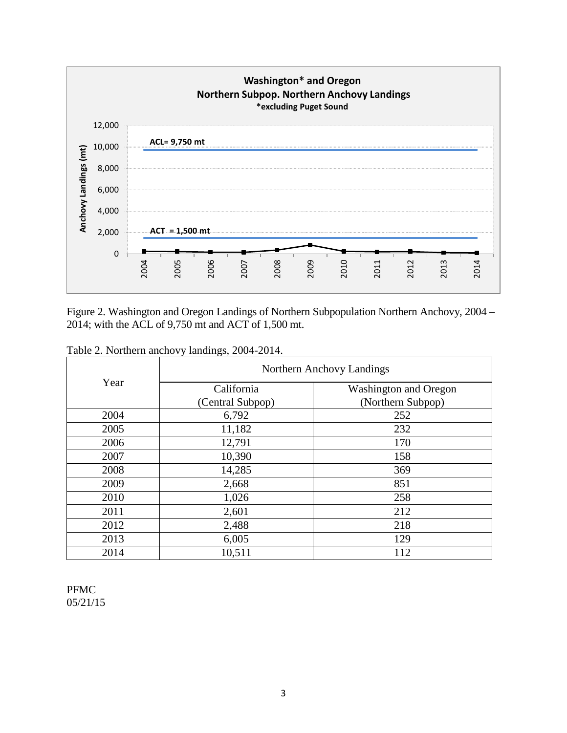Washington* and Oregon
Northern Subpop. Northern Anchovy Landings
*excluding Puget Sound

Anchovy Landings (mt)

12,000
10,000
8,000
6,000
4,000
2,000
0

ACL= 9,750 mt

ACT = 1,500 mt

2004 2005 2006 2007 2008 2009 2010 2011 2012 2013 2014

Figure 2. Washington and Oregon Landings of Northern Subpopulation Northern Anchovy, 2004 – 2014; with the ACL of 9,750 mt and ACT of 1,500 mt.

Table 2. Northern anchovy landings, 2004-2014.

| Year | Northern Anchovy Landings | |
|---|---|---|
| | California (Central Subpop) | Washington and Oregon (Northern Subpop) |
| 2004 | 6,792 | 252 |
| 2005 | 11,182 | 232 |
| 2006 | 12,791 | 170 |
| 2007 | 10,390 | 158 |
| 2008 | 14,285 | 369 |
| 2009 | 2,668 | 851 |
| 2010 | 1,026 | 258 |
| 2011 | 2,601 | 212 |
| 2012 | 2,488 | 218 |
| 2013 | 6,005 | 129 |
| 2014 | 10,511 | 112 |

PFMC
05/21/15